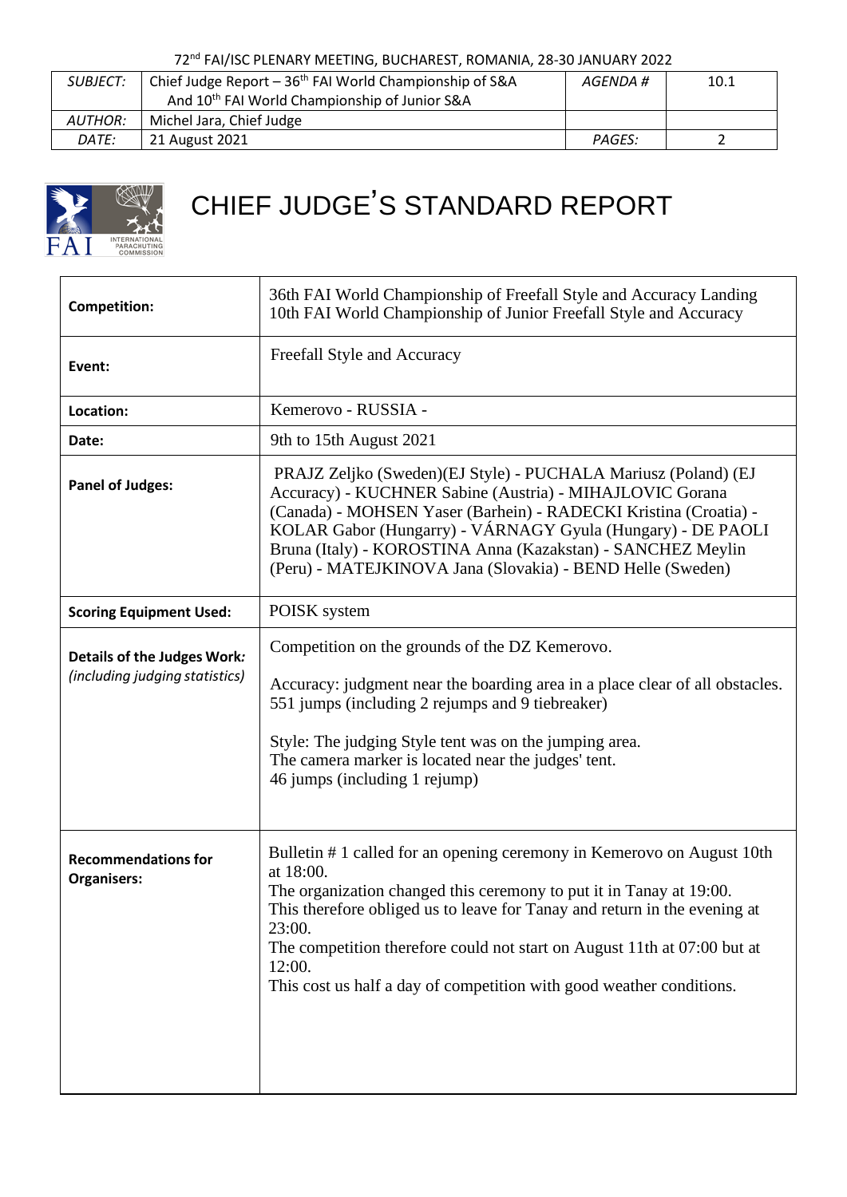72nd FAI/ISC PLENARY MEETING, BUCHAREST, ROMANIA, 28-30 JANUARY 2022

| *SUBJECT:* | Chief Judge Report – 36th FAI World Championship of S&A And 10th FAI World Championship of Junior S&A | *AGENDA #* | 10.1 |
|---|---|---|---|
| *AUTHOR:* | Michel Jara, Chief Judge | | |
| *DATE:* | 21 August 2021 | *PAGES:* | 2 |

# CHIEF JUDGE'S STANDARD REPORT

| | |
|---|---|
| **Competition:** | 36th FAI World Championship of Freefall Style and Accuracy Landing<br>10th FAI World Championship of Junior Freefall Style and Accuracy |
| **Event:** | Freefall Style and Accuracy |
| **Location:** | Kemerovo - RUSSIA - |
| **Date:** | 9th to 15th August 2021 |
| **Panel of Judges:** | PRAJZ Zeljko (Sweden)(EJ Style) - PUCHALA Mariusz (Poland) (EJ Accuracy) - KUCHNER Sabine (Austria) - MIHAJLOVIC Gorana (Canada) - MOHSEN Yaser (Barhein) - RADECKI Kristina (Croatia) - KOLAR Gabor (Hungarry) - VÁRNAGY Gyula (Hungary) - DE PAOLI Bruna (Italy) - KOROSTINA Anna (Kazakstan) - SANCHEZ Meylin (Peru) - MATEJKINOVA Jana (Slovakia) - BEND Helle (Sweden) |
| **Scoring Equipment Used:** | POISK system |
| **Details of the Judges Work:**<br>*(including judging statistics)* | Competition on the grounds of the DZ Kemerovo.<br><br>Accuracy: judgment near the boarding area in a place clear of all obstacles.<br>551 jumps (including 2 rejumps and 9 tiebreaker)<br><br>Style: The judging Style tent was on the jumping area.<br>The camera marker is located near the judges' tent.<br>46 jumps (including 1 rejump) |
| **Recommendations for Organisers:** | Bulletin # 1 called for an opening ceremony in Kemerovo on August 10th at 18:00.<br>The organization changed this ceremony to put it in Tanay at 19:00.<br>This therefore obliged us to leave for Tanay and return in the evening at 23:00.<br>The competition therefore could not start on August 11th at 07:00 but at 12:00.<br>This cost us half a day of competition with good weather conditions. |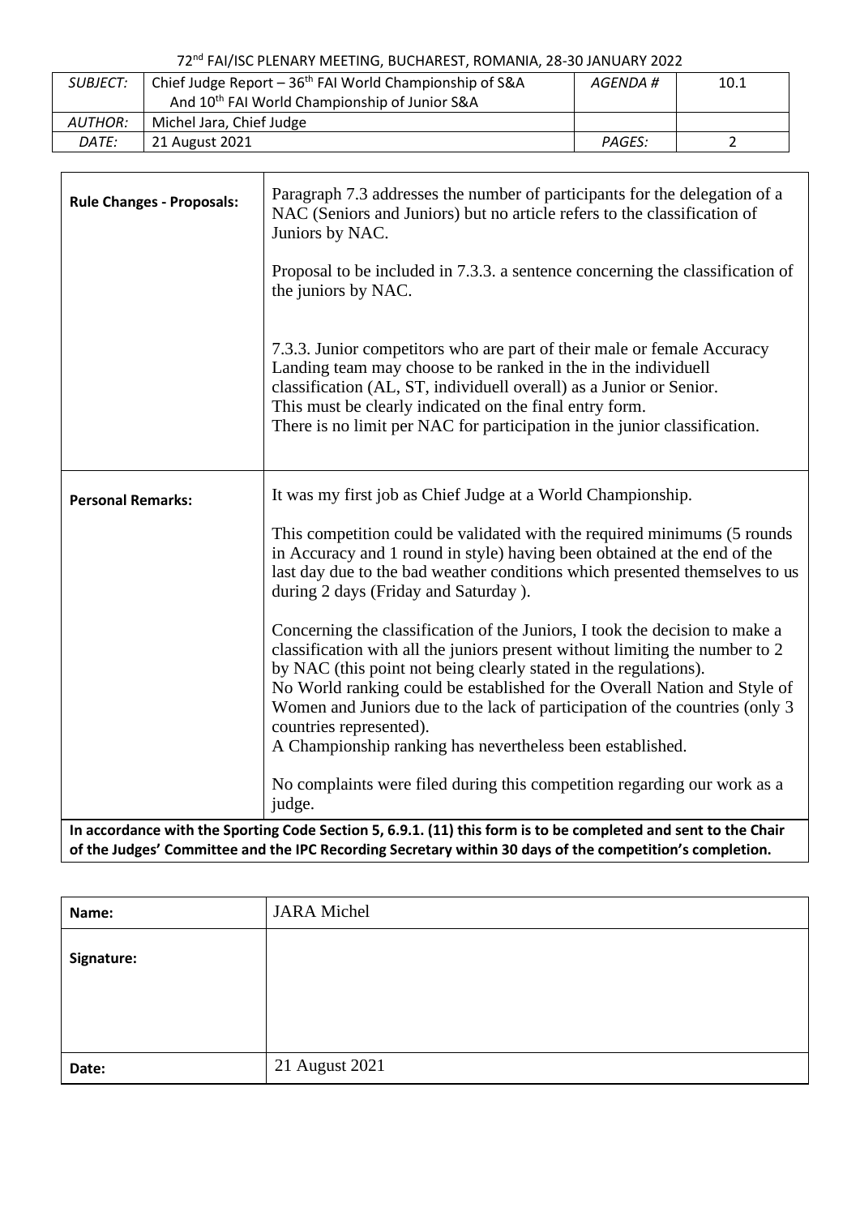72[nd] FAI/ISC PLENARY MEETING, BUCHAREST, ROMANIA, 28-30 JANUARY 2022

| | | | |
|---|---|---|---|
| *SUBJECT:* | Chief Judge Report – 36[th] FAI World Championship of S&A And 10[th] FAI World Championship of Junior S&A | *AGENDA #* | 10.1 |
| *AUTHOR:* | Michel Jara, Chief Judge | | |
| *DATE:* | 21 August 2021 | *PAGES:* | 2 |

| | |
|---|---|
| **Rule Changes - Proposals:** | Paragraph 7.3 addresses the number of participants for the delegation of a NAC (Seniors and Juniors) but no article refers to the classification of Juniors by NAC.<br><br>Proposal to be included in 7.3.3. a sentence concerning the classification of the juniors by NAC.<br><br>7.3.3. Junior competitors who are part of their male or female Accuracy Landing team may choose to be ranked in the in the individuell classification (AL, ST, individuell overall) as a Junior or Senior.<br>This must be clearly indicated on the final entry form.<br>There is no limit per NAC for participation in the junior classification. |
| **Personal Remarks:** | It was my first job as Chief Judge at a World Championship.<br><br>This competition could be validated with the required minimums (5 rounds in Accuracy and 1 round in style) having been obtained at the end of the last day due to the bad weather conditions which presented themselves to us during 2 days (Friday and Saturday ).<br><br>Concerning the classification of the Juniors, I took the decision to make a classification with all the juniors present without limiting the number to 2 by NAC (this point not being clearly stated in the regulations).<br>No World ranking could be established for the Overall Nation and Style of Women and Juniors due to the lack of participation of the countries (only 3 countries represented).<br>A Championship ranking has nevertheless been established.<br><br>No complaints were filed during this competition regarding our work as a judge. |

**In accordance with the Sporting Code Section 5, 6.9.1. (11) this form is to be completed and sent to the Chair of the Judges' Committee and the IPC Recording Secretary within 30 days of the competition's completion.**

| | |
|---|---|
| **Name:** | JARA Michel |
| **Signature:** | |
| **Date:** | 21 August 2021 |